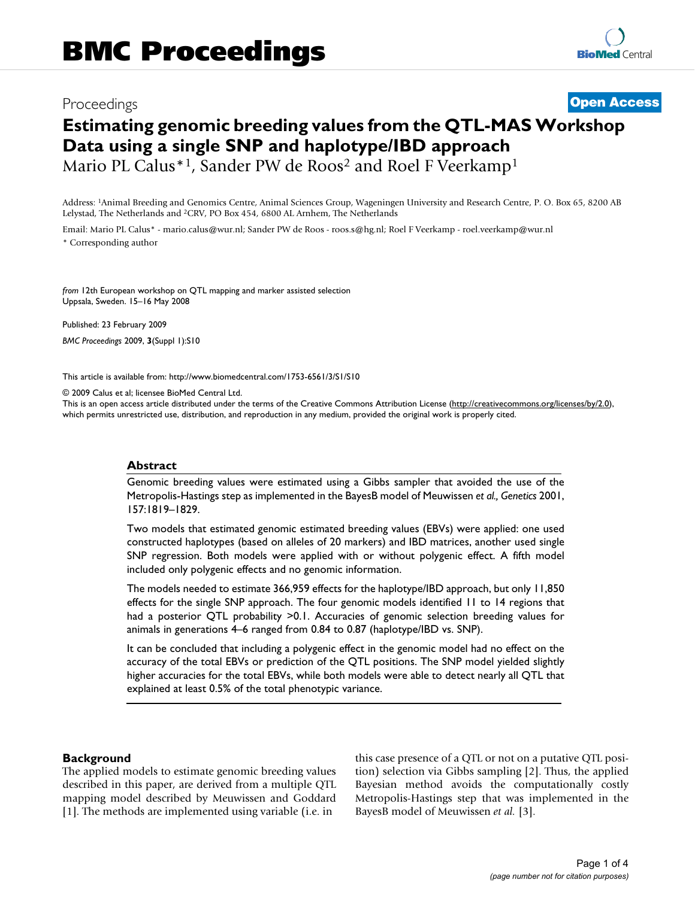BMC Proceedings

Proceedings

**Open Access**

# Estimating genomic breeding values from the QTL-MAS Workshop Data using a single SNP and haplotype/IBD approach

Mario PL Calus*[1], Sander PW de Roos[2] and Roel F Veerkamp[1]

Address: [1]Animal Breeding and Genomics Centre, Animal Sciences Group, Wageningen University and Research Centre, P. O. Box 65, 8200 AB Lelystad, The Netherlands and [2]CRV, PO Box 454, 6800 AL Arnhem, The Netherlands

Email: Mario PL Calus* - mario.calus@wur.nl; Sander PW de Roos - roos.s@hg.nl; Roel F Veerkamp - roel.veerkamp@wur.nl

* Corresponding author

*from* 12th European workshop on QTL mapping and marker assisted selection
Uppsala, Sweden. 15–16 May 2008

Published: 23 February 2009

*BMC Proceedings* 2009, **3**(Suppl 1):S10

This article is available from: http://www.biomedcentral.com/1753-6561/3/S1/S10

© 2009 Calus et al; licensee BioMed Central Ltd.
This is an open access article distributed under the terms of the Creative Commons Attribution License (http://creativecommons.org/licenses/by/2.0), which permits unrestricted use, distribution, and reproduction in any medium, provided the original work is properly cited.

## Abstract

Genomic breeding values were estimated using a Gibbs sampler that avoided the use of the Metropolis-Hastings step as implemented in the BayesB model of Meuwissen *et al., Genetics* 2001, 157:1819–1829.

Two models that estimated genomic estimated breeding values (EBVs) were applied: one used constructed haplotypes (based on alleles of 20 markers) and IBD matrices, another used single SNP regression. Both models were applied with or without polygenic effect. A fifth model included only polygenic effects and no genomic information.

The models needed to estimate 366,959 effects for the haplotype/IBD approach, but only 11,850 effects for the single SNP approach. The four genomic models identified 11 to 14 regions that had a posterior QTL probability >0.1. Accuracies of genomic selection breeding values for animals in generations 4–6 ranged from 0.84 to 0.87 (haplotype/IBD vs. SNP).

It can be concluded that including a polygenic effect in the genomic model had no effect on the accuracy of the total EBVs or prediction of the QTL positions. The SNP model yielded slightly higher accuracies for the total EBVs, while both models were able to detect nearly all QTL that explained at least 0.5% of the total phenotypic variance.

## Background

The applied models to estimate genomic breeding values described in this paper, are derived from a multiple QTL mapping model described by Meuwissen and Goddard [1]. The methods are implemented using variable (i.e. in this case presence of a QTL or not on a putative QTL position) selection via Gibbs sampling [2]. Thus, the applied Bayesian method avoids the computationally costly Metropolis-Hastings step that was implemented in the BayesB model of Meuwissen *et al.* [3].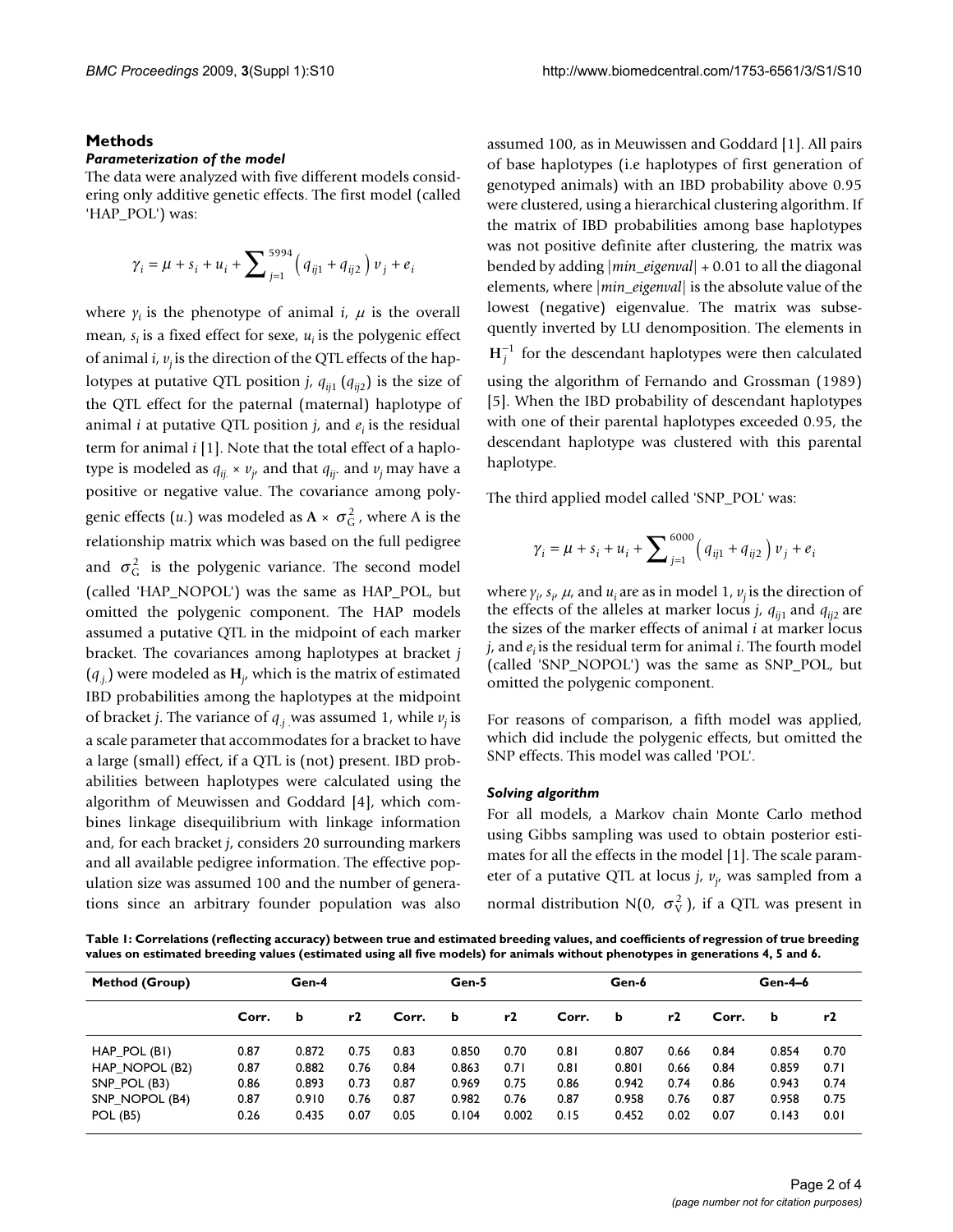## Methods

### *Parameterization of the model*

The data were analyzed with five different models considering only additive genetic effects. The first model (called 'HAP_POL') was:

$$\gamma_i = \mu + s_i + u_i + \sum_{j=1}^{5994} \left( q_{ij1} + q_{ij2} \right) v_j + e_i$$

where $\gamma_i$ is the phenotype of animal $i$, $\mu$ is the overall mean, $s_i$ is a fixed effect for sexe, $u_i$ is the polygenic effect of animal $i$, $v_j$ is the direction of the QTL effects of the haplotypes at putative QTL position $j$, $q_{ij1}$ ($q_{ij2}$) is the size of the QTL effect for the paternal (maternal) haplotype of animal $i$ at putative QTL position $j$, and $e_i$ is the residual term for animal $i$ [1]. Note that the total effect of a haplotype is modeled as $q_{ij.} \times v_j$, and that $q_{ij.}$ and $v_j$ may have a positive or negative value. The covariance among polygenic effects ($u.$) was modeled as $\mathbf{A} \times \sigma_G^2$, where A is the relationship matrix which was based on the full pedigree and $\sigma_G^2$ is the polygenic variance. The second model (called 'HAP_NOPOL') was the same as HAP_POL, but omitted the polygenic component. The HAP models assumed a putative QTL in the midpoint of each marker bracket. The covariances among haplotypes at bracket $j$ ($q_{.j.}$) were modeled as $\mathbf{H}_j$, which is the matrix of estimated IBD probabilities among the haplotypes at the midpoint of bracket $j$. The variance of $q_{.j.}$ was assumed 1, while $v_j$ is a scale parameter that accommodates for a bracket to have a large (small) effect, if a QTL is (not) present. IBD probabilities between haplotypes were calculated using the algorithm of Meuwissen and Goddard [4], which combines linkage disequilibrium with linkage information and, for each bracket $j$, considers 20 surrounding markers and all available pedigree information. The effective population size was assumed 100 and the number of generations since an arbitrary founder population was also assumed 100, as in Meuwissen and Goddard [1]. All pairs of base haplotypes (i.e haplotypes of first generation of genotyped animals) with an IBD probability above 0.95 were clustered, using a hierarchical clustering algorithm. If the matrix of IBD probabilities among base haplotypes was not positive definite after clustering, the matrix was bended by adding $|min\_eigenval| + 0.01$ to all the diagonal elements, where $|min\_eigenval|$ is the absolute value of the lowest (negative) eigenvalue. The matrix was subsequently inverted by LU denomposition. The elements in $\mathbf{H}_j^{-1}$ for the descendant haplotypes were then calculated using the algorithm of Fernando and Grossman (1989) [5]. When the IBD probability of descendant haplotypes with one of their parental haplotypes exceeded 0.95, the descendant haplotype was clustered with this parental haplotype.

The third applied model called 'SNP_POL' was:

$$\gamma_i = \mu + s_i + u_i + \sum_{j=1}^{6000} \left( q_{ij1} + q_{ij2} \right) v_j + e_i$$

where $\gamma_i$, $s_i$, $\mu$, and $u_i$ are as in model 1, $v_j$ is the direction of the effects of the alleles at marker locus $j$, $q_{ij1}$ and $q_{ij2}$ are the sizes of the marker effects of animal $i$ at marker locus $j$, and $e_i$ is the residual term for animal $i$. The fourth model (called 'SNP_NOPOL') was the same as SNP_POL, but omitted the polygenic component.

For reasons of comparison, a fifth model was applied, which did include the polygenic effects, but omitted the SNP effects. This model was called 'POL'.

### *Solving algorithm*

For all models, a Markov chain Monte Carlo method using Gibbs sampling was used to obtain posterior estimates for all the effects in the model [1]. The scale parameter of a putative QTL at locus $j$, $v_j$, was sampled from a normal distribution N(0, $\sigma_V^2$), if a QTL was present in

**Table 1: Correlations (reflecting accuracy) between true and estimated breeding values, and coefficients of regression of true breeding values on estimated breeding values (estimated using all five models) for animals without phenotypes in generations 4, 5 and 6.**

| Method (Group) | Gen-4 | | | Gen-5 | | | Gen-6 | | | Gen-4–6 | | |
|---|---|---|---|---|---|---|---|---|---|---|---|---|
| | Corr. | b | r2 | Corr. | b | r2 | Corr. | b | r2 | Corr. | b | r2 |
| HAP_POL (B1) | 0.87 | 0.872 | 0.75 | 0.83 | 0.850 | 0.70 | 0.81 | 0.807 | 0.66 | 0.84 | 0.854 | 0.70 |
| HAP_NOPOL (B2) | 0.87 | 0.882 | 0.76 | 0.84 | 0.863 | 0.71 | 0.81 | 0.801 | 0.66 | 0.84 | 0.859 | 0.71 |
| SNP_POL (B3) | 0.86 | 0.893 | 0.73 | 0.87 | 0.969 | 0.75 | 0.86 | 0.942 | 0.74 | 0.86 | 0.943 | 0.74 |
| SNP_NOPOL (B4) | 0.87 | 0.910 | 0.76 | 0.87 | 0.982 | 0.76 | 0.87 | 0.958 | 0.76 | 0.87 | 0.958 | 0.75 |
| POL (B5) | 0.26 | 0.435 | 0.07 | 0.05 | 0.104 | 0.002 | 0.15 | 0.452 | 0.02 | 0.07 | 0.143 | 0.01 |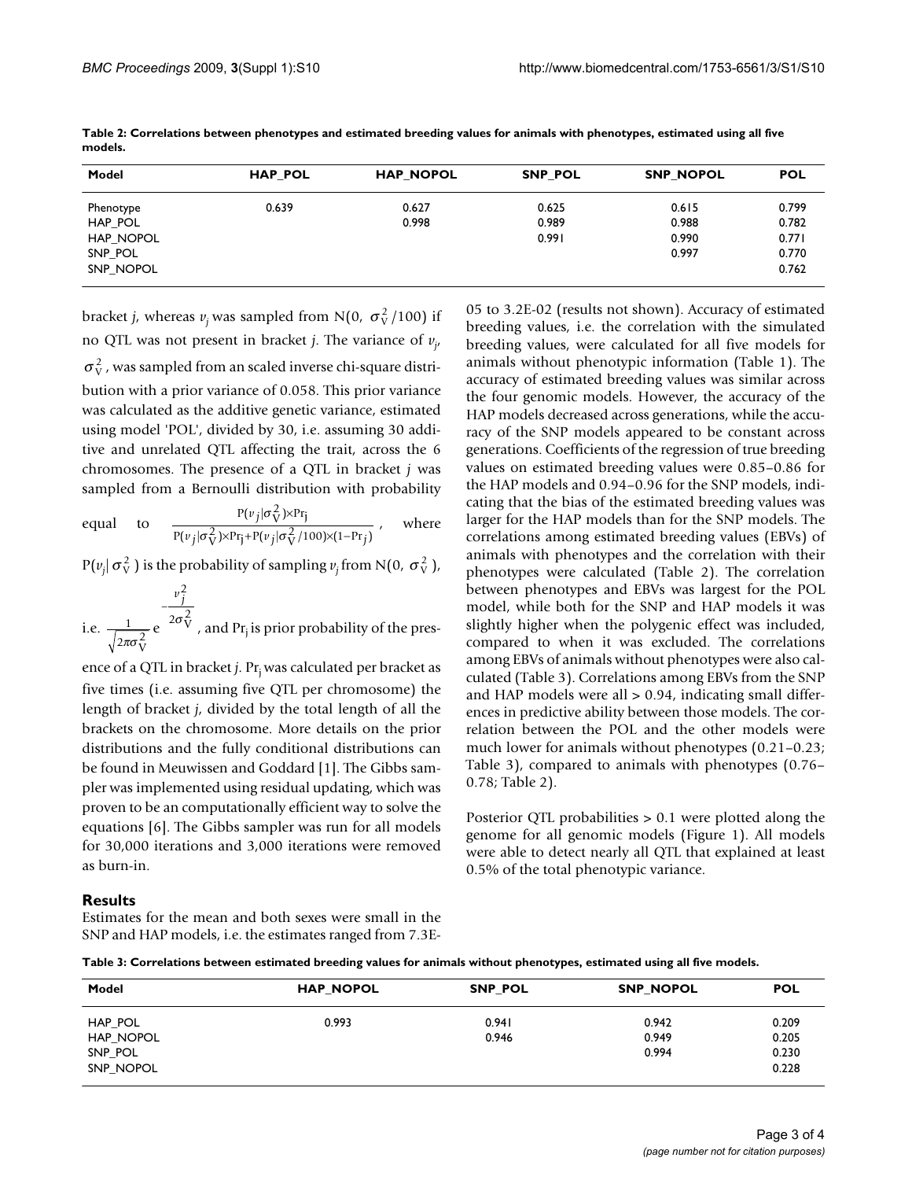**Table 2: Correlations between phenotypes and estimated breeding values for animals with phenotypes, estimated using all five models.**

| Model | HAP_POL | HAP_NOPOL | SNP_POL | SNP_NOPOL | POL |
|---|---|---|---|---|---|
| Phenotype | 0.639 | 0.627 | 0.625 | 0.615 | 0.799 |
| HAP_POL | | 0.998 | 0.989 | 0.988 | 0.782 |
| HAP_NOPOL | | | 0.991 | 0.990 | 0.771 |
| SNP_POL | | | | 0.997 | 0.770 |
| SNP_NOPOL | | | | | 0.762 |

bracket $j$, whereas $v_j$ was sampled from N(0, $\sigma_V^2/100$) if no QTL was not present in bracket $j$. The variance of $v_j$, $\sigma_V^2$, was sampled from an scaled inverse chi-square distribution with a prior variance of 0.058. This prior variance was calculated as the additive genetic variance, estimated using model 'POL', divided by 30, i.e. assuming 30 additive and unrelated QTL affecting the trait, across the 6 chromosomes. The presence of a QTL in bracket $j$ was sampled from a Bernoulli distribution with probability equal to $\frac{P(v_j|\sigma_V^2)\times \Pr_j}{P(v_j|\sigma_V^2)\times \Pr_j + P(v_j|\sigma_V^2/100)\times(1-\Pr_j)}$, where $P(v_j|\sigma_V^2)$ is the probability of sampling $v_j$ from N(0, $\sigma_V^2$), i.e. $\frac{1}{\sqrt{2\pi\sigma_V^2}} e^{-\frac{v_j^2}{2\sigma_V^2}}$, and $\Pr_j$ is prior probability of the presence of a QTL in bracket $j$. $\Pr_j$ was calculated per bracket as five times (i.e. assuming five QTL per chromosome) the length of bracket $j$, divided by the total length of all the brackets on the chromosome. More details on the prior distributions and the fully conditional distributions can be found in Meuwissen and Goddard [1]. The Gibbs sampler was implemented using residual updating, which was proven to be an computationally efficient way to solve the equations [6]. The Gibbs sampler was run for all models for 30,000 iterations and 3,000 iterations were removed as burn-in.

## Results

Estimates for the mean and both sexes were small in the SNP and HAP models, i.e. the estimates ranged from 7.3E-05 to 3.2E-02 (results not shown). Accuracy of estimated breeding values, i.e. the correlation with the simulated breeding values, were calculated for all five models for animals without phenotypic information (Table 1). The accuracy of estimated breeding values was similar across the four genomic models. However, the accuracy of the HAP models decreased across generations, while the accuracy of the SNP models appeared to be constant across generations. Coefficients of the regression of true breeding values on estimated breeding values were 0.85–0.86 for the HAP models and 0.94–0.96 for the SNP models, indicating that the bias of the estimated breeding values was larger for the HAP models than for the SNP models. The correlations among estimated breeding values (EBVs) of animals with phenotypes and the correlation with their phenotypes were calculated (Table 2). The correlation between phenotypes and EBVs was largest for the POL model, while both for the SNP and HAP models it was slightly higher when the polygenic effect was included, compared to when it was excluded. The correlations among EBVs of animals without phenotypes were also calculated (Table 3). Correlations among EBVs from the SNP and HAP models were all > 0.94, indicating small differences in predictive ability between those models. The correlation between the POL and the other models were much lower for animals without phenotypes (0.21–0.23; Table 3), compared to animals with phenotypes (0.76–0.78; Table 2).

Posterior QTL probabilities > 0.1 were plotted along the genome for all genomic models (Figure 1). All models were able to detect nearly all QTL that explained at least 0.5% of the total phenotypic variance.

**Table 3: Correlations between estimated breeding values for animals without phenotypes, estimated using all five models.**

| Model | HAP_NOPOL | SNP_POL | SNP_NOPOL | POL |
|---|---|---|---|---|
| HAP_POL | 0.993 | 0.941 | 0.942 | 0.209 |
| HAP_NOPOL | | 0.946 | 0.949 | 0.205 |
| SNP_POL | | | 0.994 | 0.230 |
| SNP_NOPOL | | | | 0.228 |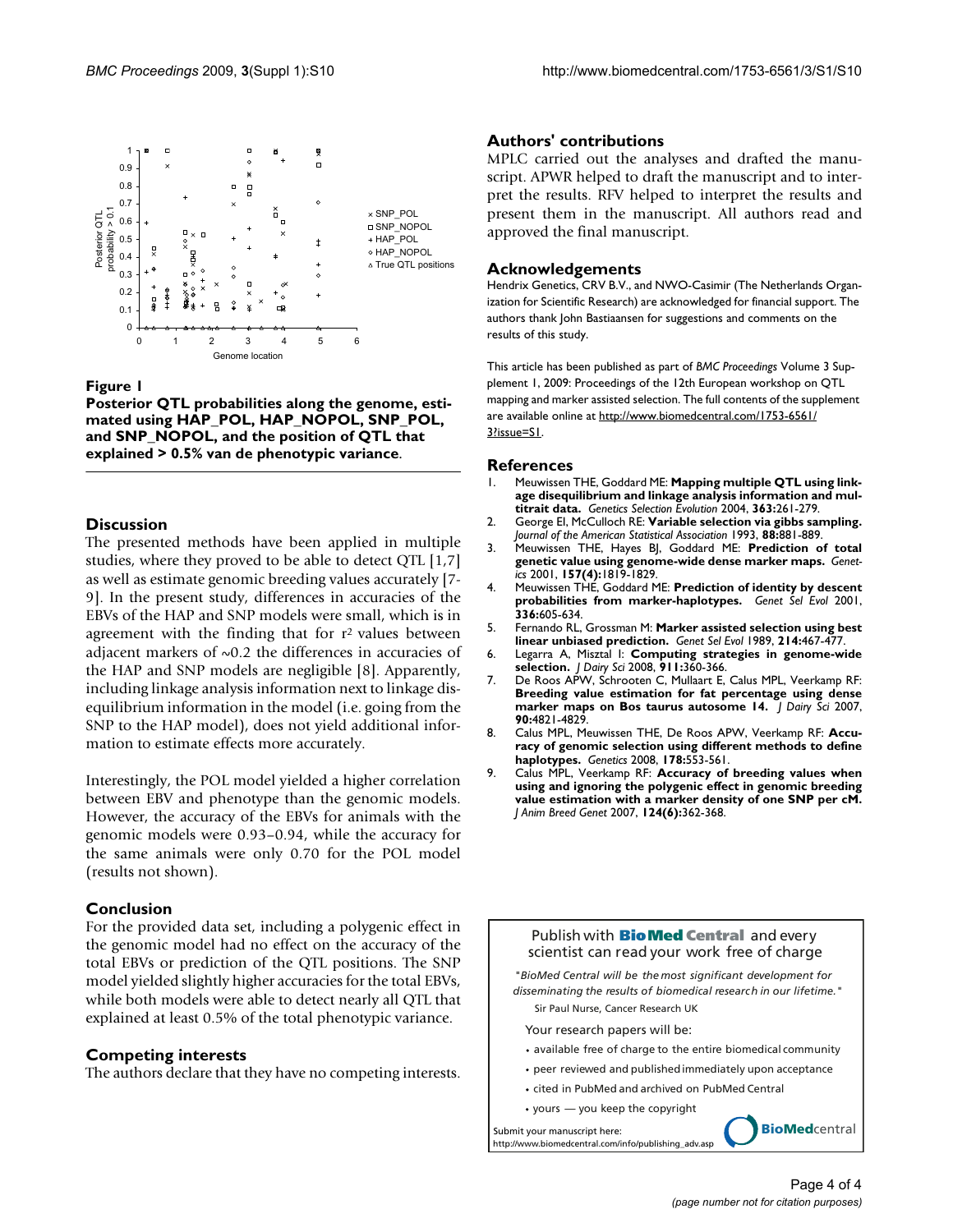1
0.9
0.8
0.7
0.6
0.5
0.4
0.3
0.2
0.1
0

Posterior QTL probability > 0.1

0 1 2 3 4 5 6

Genome location

× SNP_POL
□ SNP_NOPOL
+ HAP_POL
◇ HAP_NOPOL
△ True QTL positions

**Figure 1**

**Posterior QTL probabilities along the genome, estimated using HAP_POL, HAP_NOPOL, SNP_POL, and SNP_NOPOL, and the position of QTL that explained > 0.5% van de phenotypic variance.**

## Discussion

The presented methods have been applied in multiple studies, where they proved to be able to detect QTL [1,7] as well as estimate genomic breeding values accurately [7-9]. In the present study, differences in accuracies of the EBVs of the HAP and SNP models were small, which is in agreement with the finding that for $r^2$ values between adjacent markers of ~0.2 the differences in accuracies of the HAP and SNP models are negligible [8]. Apparently, including linkage analysis information next to linkage disequilibrium information in the model (i.e. going from the SNP to the HAP model), does not yield additional information to estimate effects more accurately.

Interestingly, the POL model yielded a higher correlation between EBV and phenotype than the genomic models. However, the accuracy of the EBVs for animals with the genomic models were 0.93–0.94, while the accuracy for the same animals were only 0.70 for the POL model (results not shown).

## Conclusion

For the provided data set, including a polygenic effect in the genomic model had no effect on the accuracy of the total EBVs or prediction of the QTL positions. The SNP model yielded slightly higher accuracies for the total EBVs, while both models were able to detect nearly all QTL that explained at least 0.5% of the total phenotypic variance.

## Competing interests

The authors declare that they have no competing interests.

## Authors' contributions

MPLC carried out the analyses and drafted the manuscript. APWR helped to draft the manuscript and to interpret the results. RFV helped to interpret the results and present them in the manuscript. All authors read and approved the final manuscript.

## Acknowledgements

Hendrix Genetics, CRV B.V., and NWO-Casimir (The Netherlands Organization for Scientific Research) are acknowledged for financial support. The authors thank John Bastiaansen for suggestions and comments on the results of this study.

This article has been published as part of *BMC Proceedings* Volume 3 Supplement 1, 2009: Proceedings of the 12th European workshop on QTL mapping and marker assisted selection. The full contents of the supplement are available online at http://www.biomedcentral.com/1753-6561/3?issue=S1.

## References

1. Meuwissen THE, Goddard ME: **Mapping multiple QTL using linkage disequilibrium and linkage analysis information and multitrait data.** *Genetics Selection Evolution* 2004, **363:**261-279.
2. George EI, McCulloch RE: **Variable selection via gibbs sampling.** *Journal of the American Statistical Association* 1993, **88:**881-889.
3. Meuwissen THE, Hayes BJ, Goddard ME: **Prediction of total genetic value using genome-wide dense marker maps.** *Genetics* 2001, **157(4):**1819-1829.
4. Meuwissen THE, Goddard ME: **Prediction of identity by descent probabilities from marker-haplotypes.** *Genet Sel Evol* 2001, **336:**605-634.
5. Fernando RL, Grossman M: **Marker assisted selection using best linear unbiased prediction.** *Genet Sel Evol* 1989, **214:**467-477.
6. Legarra A, Misztal I: **Computing strategies in genome-wide selection.** *J Dairy Sci* 2008, **911:**360-366.
7. De Roos APW, Schrooten C, Mullaart E, Calus MPL, Veerkamp RF: **Breeding value estimation for fat percentage using dense marker maps on Bos taurus autosome 14.** *J Dairy Sci* 2007, **90:**4821-4829.
8. Calus MPL, Meuwissen THE, De Roos APW, Veerkamp RF: **Accuracy of genomic selection using different methods to define haplotypes.** *Genetics* 2008, **178:**553-561.
9. Calus MPL, Veerkamp RF: **Accuracy of breeding values when using and ignoring the polygenic effect in genomic breeding value estimation with a marker density of one SNP per cM.** *J Anim Breed Genet* 2007, **124(6):**362-368.

Publish with **BioMed Central** and every scientist can read your work free of charge

*"BioMed Central will be the most significant development for disseminating the results of biomedical research in our lifetime."*
Sir Paul Nurse, Cancer Research UK

Your research papers will be:

- available free of charge to the entire biomedical community
- peer reviewed and published immediately upon acceptance
- cited in PubMed and archived on PubMed Central
- yours — you keep the copyright

Submit your manuscript here:
http://www.biomedcentral.com/info/publishing_adv.asp

**BioMed**central